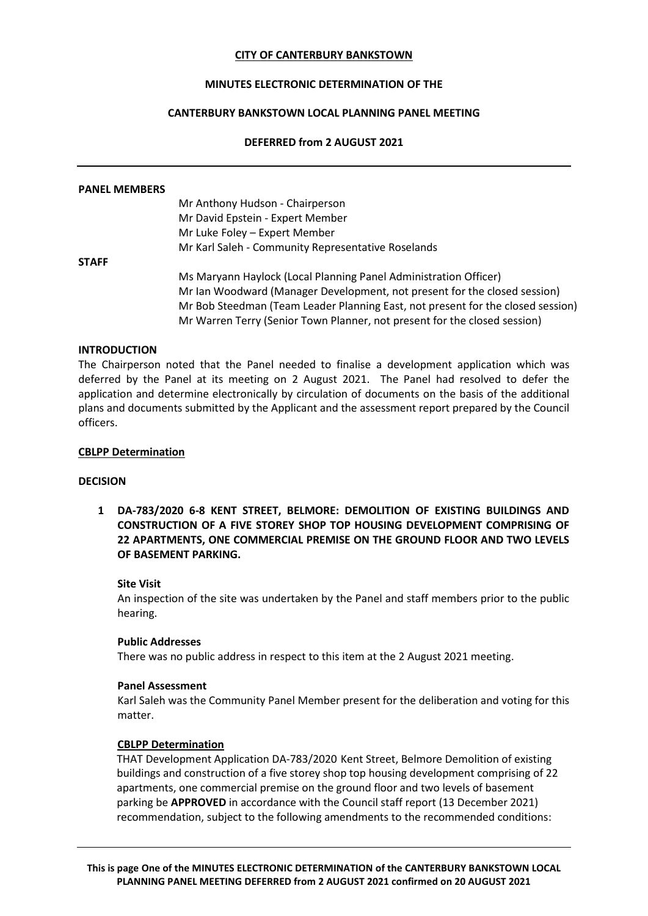**CITY OF CANTERBURY BANKSTOWN**

**MINUTES ELECTRONIC DETERMINATION OF THE**

**CANTERBURY BANKSTOWN LOCAL PLANNING PANEL MEETING**

**DEFERRED from 2 AUGUST 2021**

---

**PANEL MEMBERS**

Mr Anthony Hudson - Chairperson
Mr David Epstein - Expert Member
Mr Luke Foley – Expert Member
Mr Karl Saleh - Community Representative Roselands

**STAFF**

Ms Maryann Haylock (Local Planning Panel Administration Officer)
Mr Ian Woodward (Manager Development, not present for the closed session)
Mr Bob Steedman (Team Leader Planning East, not present for the closed session)
Mr Warren Terry (Senior Town Planner, not present for the closed session)

**INTRODUCTION**

The Chairperson noted that the Panel needed to finalise a development application which was deferred by the Panel at its meeting on 2 August 2021. The Panel had resolved to defer the application and determine electronically by circulation of documents on the basis of the additional plans and documents submitted by the Applicant and the assessment report prepared by the Council officers.

**CBLPP Determination**

**DECISION**

**1 DA-783/2020 6-8 KENT STREET, BELMORE: DEMOLITION OF EXISTING BUILDINGS AND CONSTRUCTION OF A FIVE STOREY SHOP TOP HOUSING DEVELOPMENT COMPRISING OF 22 APARTMENTS, ONE COMMERCIAL PREMISE ON THE GROUND FLOOR AND TWO LEVELS OF BASEMENT PARKING.**

**Site Visit**

An inspection of the site was undertaken by the Panel and staff members prior to the public hearing.

**Public Addresses**

There was no public address in respect to this item at the 2 August 2021 meeting.

**Panel Assessment**

Karl Saleh was the Community Panel Member present for the deliberation and voting for this matter.

**CBLPP Determination**

THAT Development Application DA-783/2020 Kent Street, Belmore Demolition of existing buildings and construction of a five storey shop top housing development comprising of 22 apartments, one commercial premise on the ground floor and two levels of basement parking be **APPROVED** in accordance with the Council staff report (13 December 2021) recommendation, subject to the following amendments to the recommended conditions: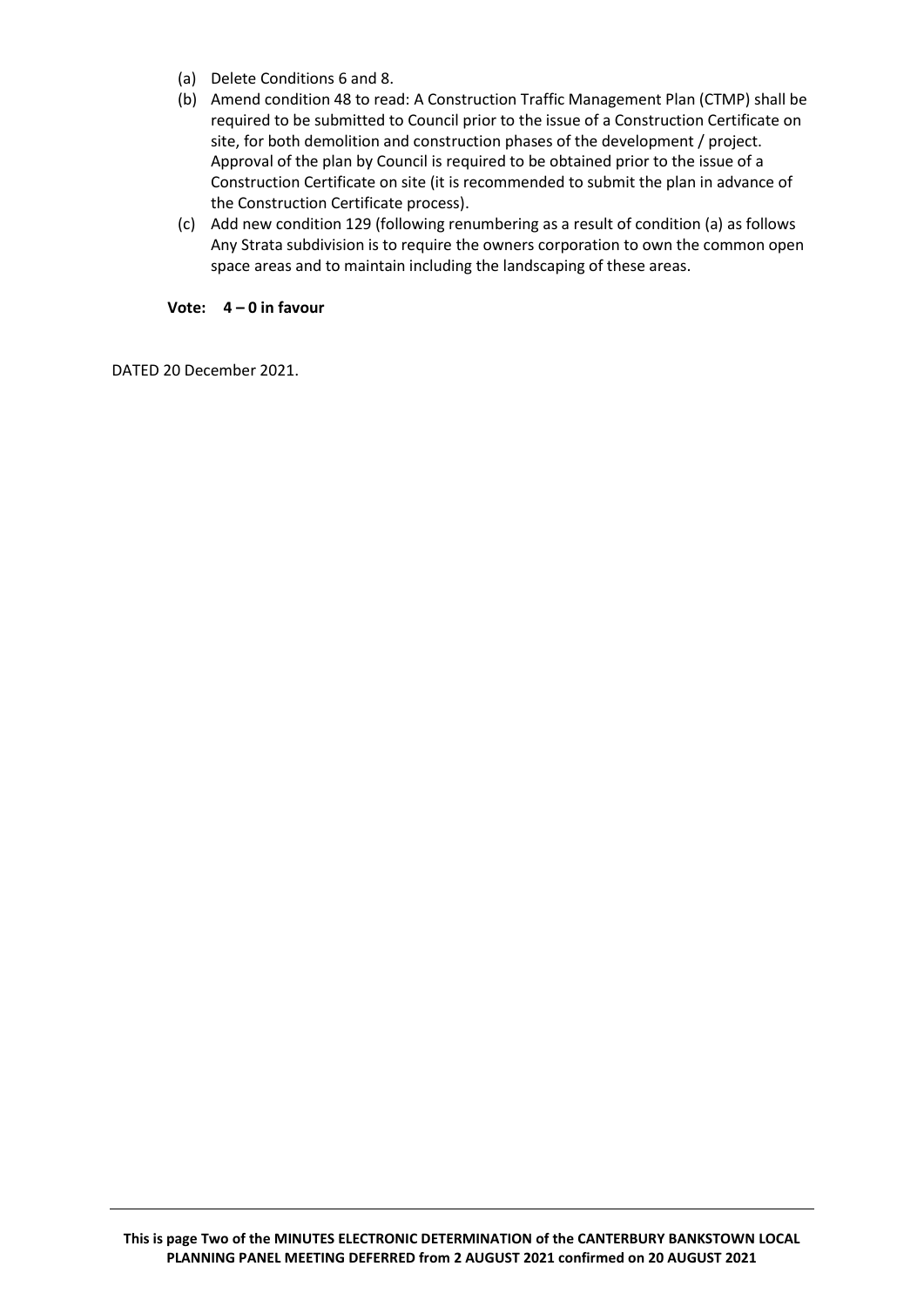(a) Delete Conditions 6 and 8.

(b) Amend condition 48 to read: A Construction Traffic Management Plan (CTMP) shall be required to be submitted to Council prior to the issue of a Construction Certificate on site, for both demolition and construction phases of the development / project. Approval of the plan by Council is required to be obtained prior to the issue of a Construction Certificate on site (it is recommended to submit the plan in advance of the Construction Certificate process).

(c) Add new condition 129 (following renumbering as a result of condition (a) as follows Any Strata subdivision is to require the owners corporation to own the common open space areas and to maintain including the landscaping of these areas.

**Vote: 4 – 0 in favour**

DATED 20 December 2021.

**This is page Two of the MINUTES ELECTRONIC DETERMINATION of the CANTERBURY BANKSTOWN LOCAL PLANNING PANEL MEETING DEFERRED from 2 AUGUST 2021 confirmed on 20 AUGUST 2021**